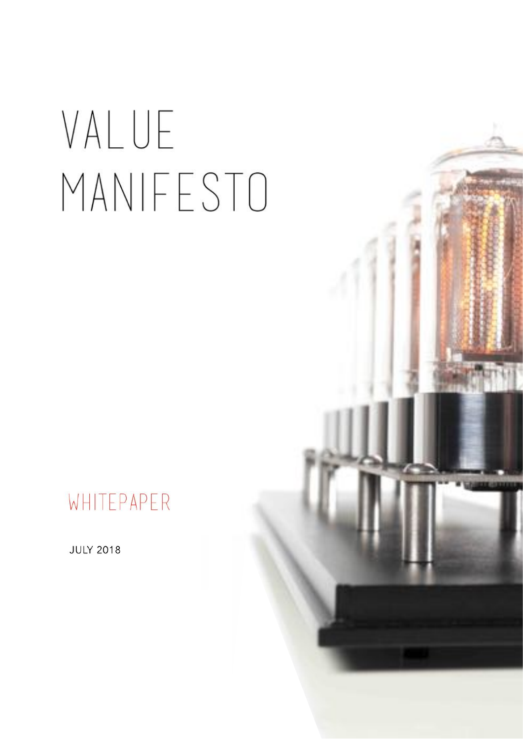# VALUE MANIFESTO

WHITEPAPER

JULY 2018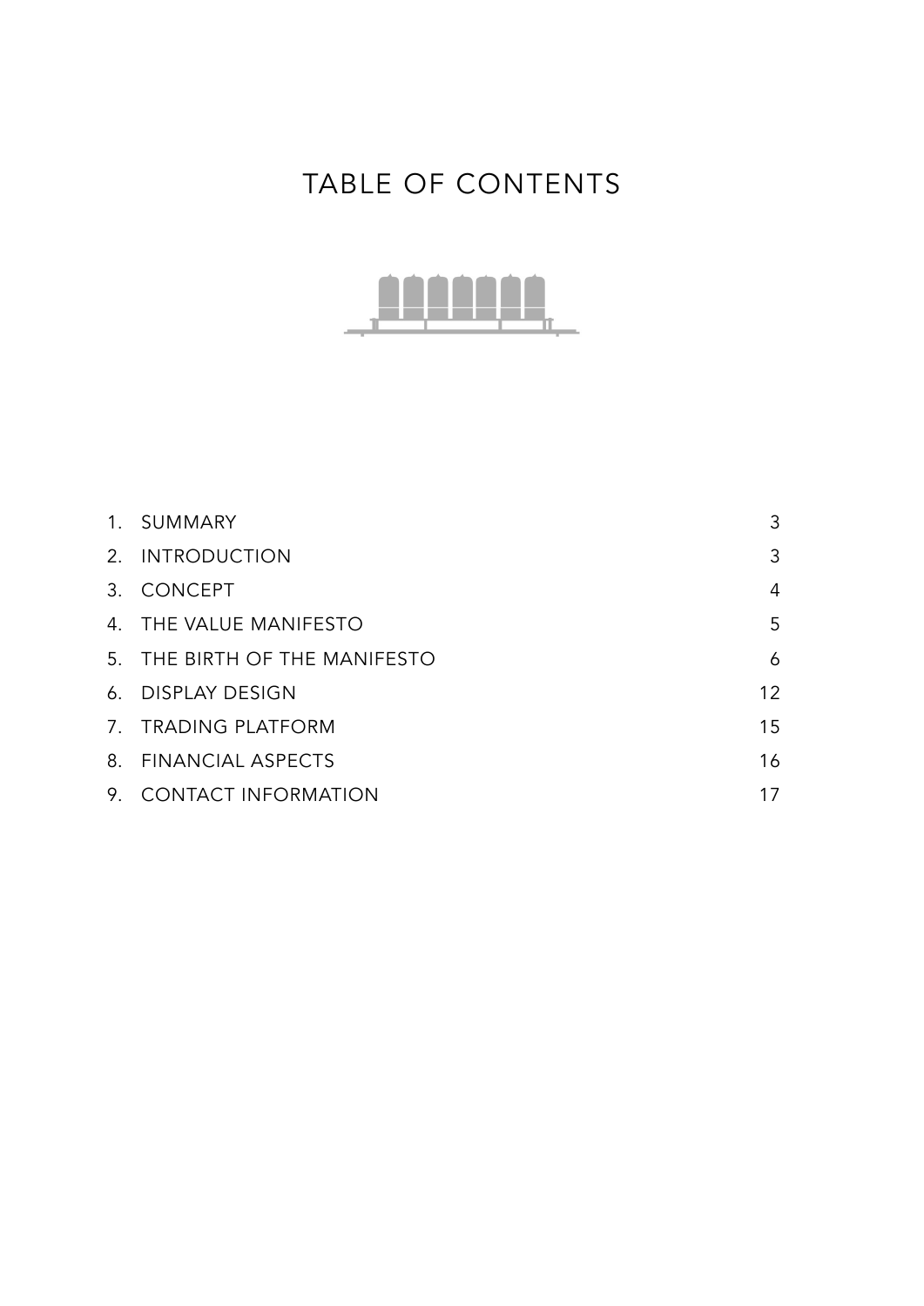# TABLE OF CONTENTS

| | | |
|---|---|---|
| 1. | SUMMARY | 3 |
| 2. | INTRODUCTION | 3 |
| 3. | CONCEPT | 4 |
| 4. | THE VALUE MANIFESTO | 5 |
| 5. | THE BIRTH OF THE MANIFESTO | 6 |
| 6. | DISPLAY DESIGN | 12 |
| 7. | TRADING PLATFORM | 15 |
| 8. | FINANCIAL ASPECTS | 16 |
| 9. | CONTACT INFORMATION | 17 |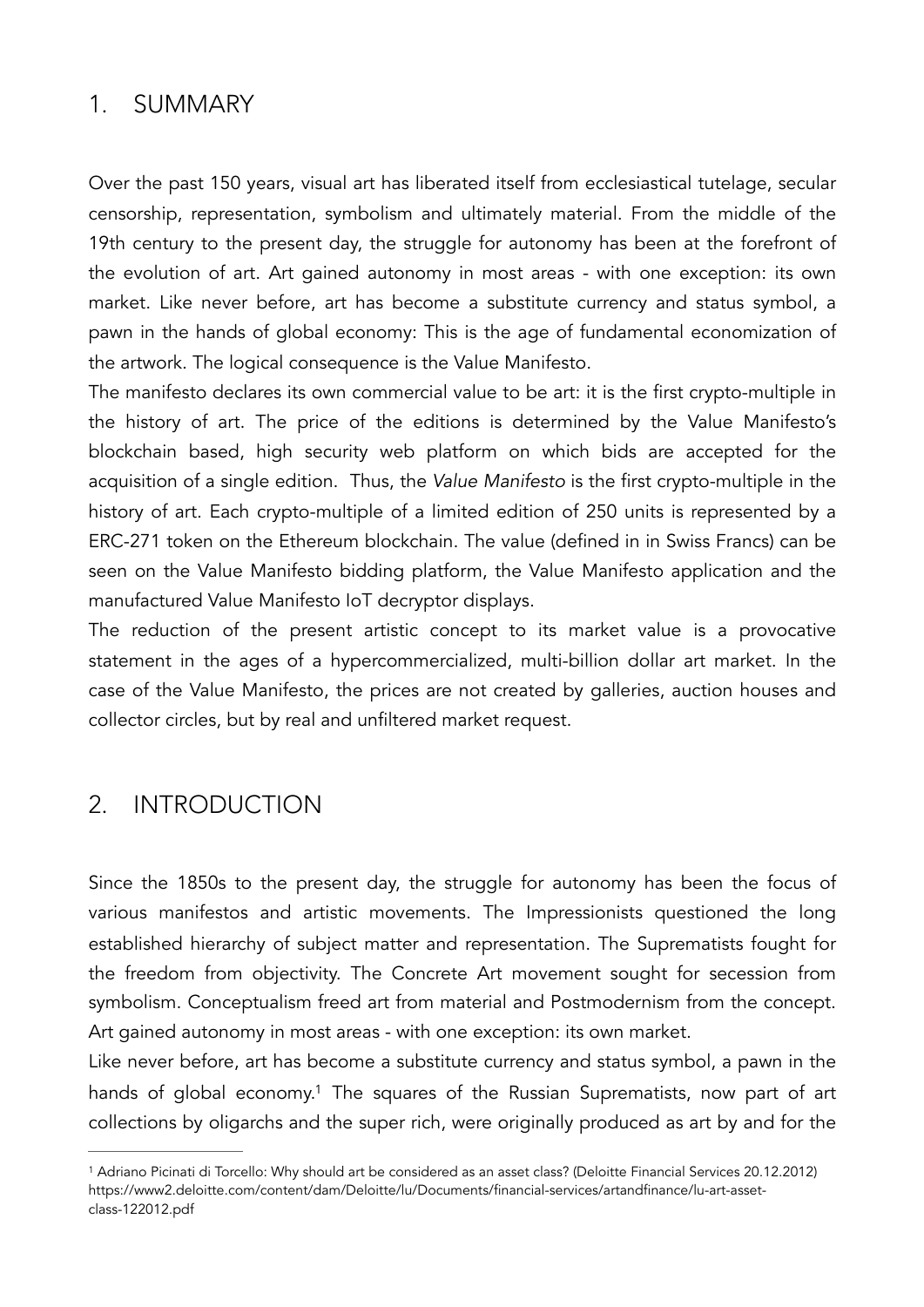## 1. SUMMARY

Over the past 150 years, visual art has liberated itself from ecclesiastical tutelage, secular censorship, representation, symbolism and ultimately material. From the middle of the 19th century to the present day, the struggle for autonomy has been at the forefront of the evolution of art. Art gained autonomy in most areas - with one exception: its own market. Like never before, art has become a substitute currency and status symbol, a pawn in the hands of global economy: This is the age of fundamental economization of the artwork. The logical consequence is the Value Manifesto.

The manifesto declares its own commercial value to be art: it is the first crypto-multiple in the history of art. The price of the editions is determined by the Value Manifesto's blockchain based, high security web platform on which bids are accepted for the acquisition of a single edition. Thus, the *Value Manifesto* is the first crypto-multiple in the history of art. Each crypto-multiple of a limited edition of 250 units is represented by a ERC-271 token on the Ethereum blockchain. The value (defined in in Swiss Francs) can be seen on the Value Manifesto bidding platform, the Value Manifesto application and the manufactured Value Manifesto IoT decryptor displays.

The reduction of the present artistic concept to its market value is a provocative statement in the ages of a hypercommercialized, multi-billion dollar art market. In the case of the Value Manifesto, the prices are not created by galleries, auction houses and collector circles, but by real and unfiltered market request.

## 2. INTRODUCTION

Since the 1850s to the present day, the struggle for autonomy has been the focus of various manifestos and artistic movements. The Impressionists questioned the long established hierarchy of subject matter and representation. The Suprematists fought for the freedom from objectivity. The Concrete Art movement sought for secession from symbolism. Conceptualism freed art from material and Postmodernism from the concept. Art gained autonomy in most areas - with one exception: its own market.

Like never before, art has become a substitute currency and status symbol, a pawn in the hands of global economy.[1] The squares of the Russian Suprematists, now part of art collections by oligarchs and the super rich, were originally produced as art by and for the

---

[1] Adriano Picinati di Torcello: Why should art be considered as an asset class? (Deloitte Financial Services 20.12.2012) https://www2.deloitte.com/content/dam/Deloitte/lu/Documents/financial-services/artandfinance/lu-art-asset-class-122012.pdf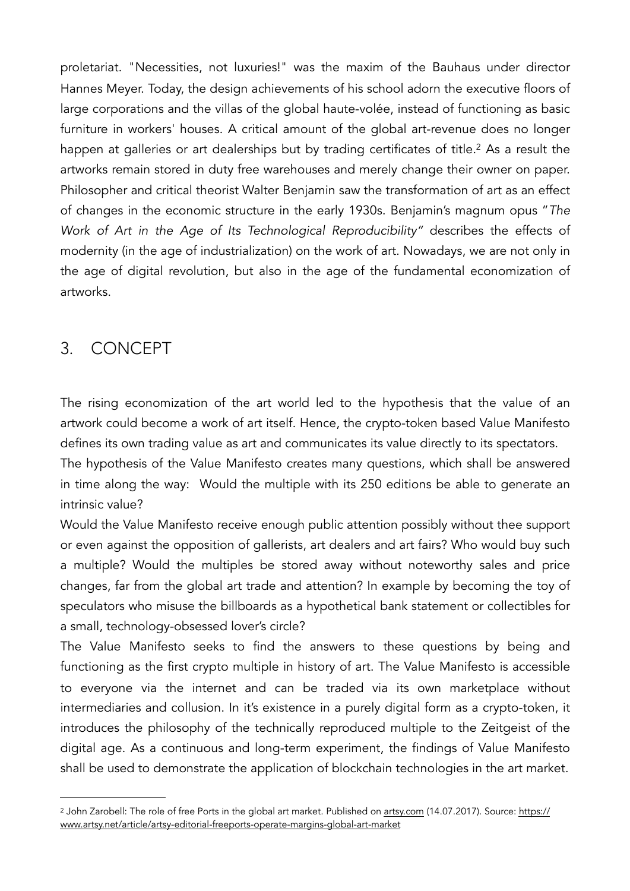proletariat. "Necessities, not luxuries!" was the maxim of the Bauhaus under director Hannes Meyer. Today, the design achievements of his school adorn the executive floors of large corporations and the villas of the global haute-volée, instead of functioning as basic furniture in workers' houses. A critical amount of the global art-revenue does no longer happen at galleries or art dealerships but by trading certificates of title.[2] As a result the artworks remain stored in duty free warehouses and merely change their owner on paper. Philosopher and critical theorist Walter Benjamin saw the transformation of art as an effect of changes in the economic structure in the early 1930s. Benjamin's magnum opus "*The Work of Art in the Age of Its Technological Reproducibility*" describes the effects of modernity (in the age of industrialization) on the work of art. Nowadays, we are not only in the age of digital revolution, but also in the age of the fundamental economization of artworks.

## 3. CONCEPT

The rising economization of the art world led to the hypothesis that the value of an artwork could become a work of art itself. Hence, the crypto-token based Value Manifesto defines its own trading value as art and communicates its value directly to its spectators.

The hypothesis of the Value Manifesto creates many questions, which shall be answered in time along the way: Would the multiple with its 250 editions be able to generate an intrinsic value?

Would the Value Manifesto receive enough public attention possibly without thee support or even against the opposition of gallerists, art dealers and art fairs? Who would buy such a multiple? Would the multiples be stored away without noteworthy sales and price changes, far from the global art trade and attention? In example by becoming the toy of speculators who misuse the billboards as a hypothetical bank statement or collectibles for a small, technology-obsessed lover's circle?

The Value Manifesto seeks to find the answers to these questions by being and functioning as the first crypto multiple in history of art. The Value Manifesto is accessible to everyone via the internet and can be traded via its own marketplace without intermediaries and collusion. In it's existence in a purely digital form as a crypto-token, it introduces the philosophy of the technically reproduced multiple to the Zeitgeist of the digital age. As a continuous and long-term experiment, the findings of Value Manifesto shall be used to demonstrate the application of blockchain technologies in the art market.

---

[2] John Zarobell: The role of free Ports in the global art market. Published on artsy.com (14.07.2017). Source: https://www.artsy.net/article/artsy-editorial-freeports-operate-margins-global-art-market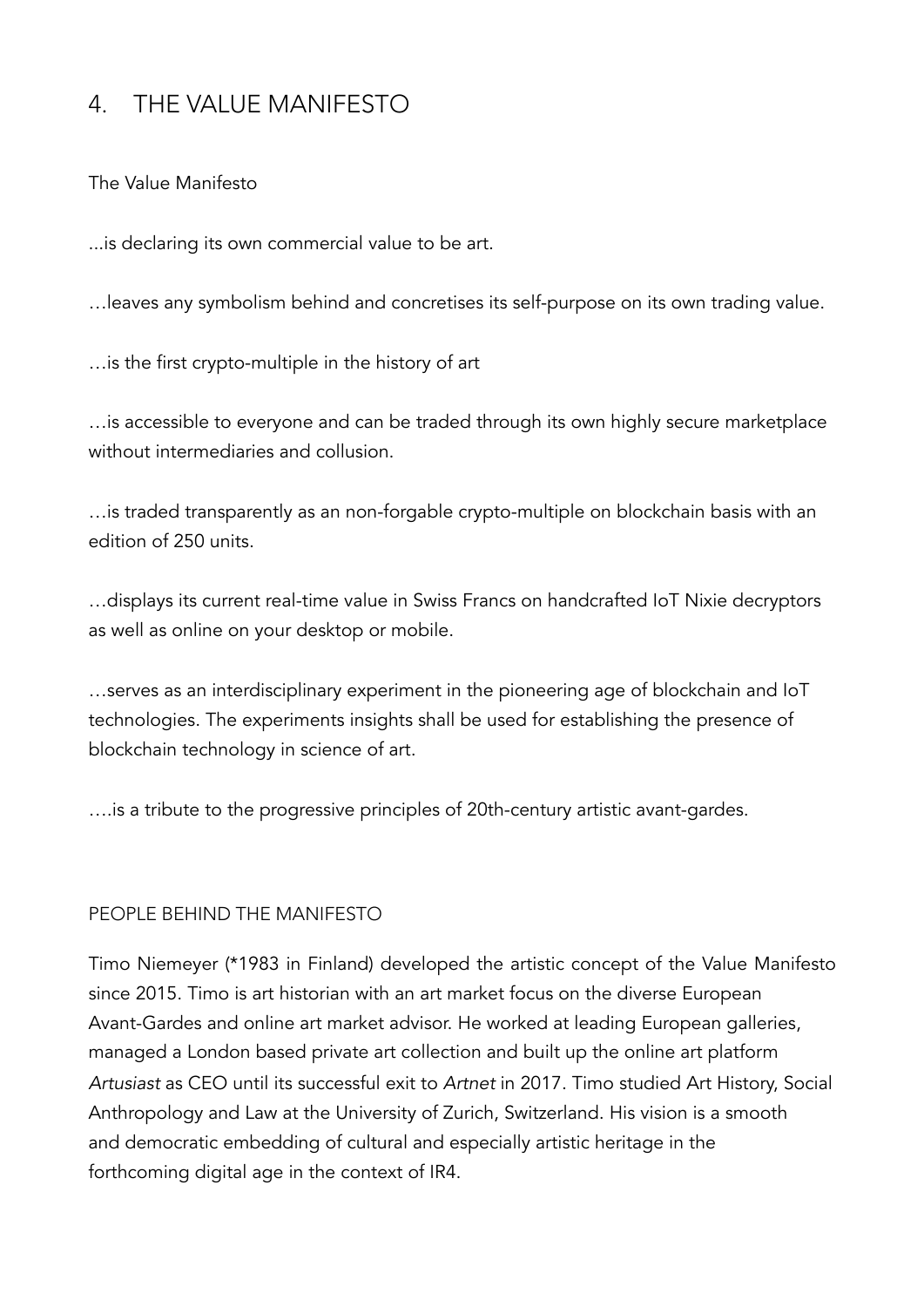# 4. THE VALUE MANIFESTO

The Value Manifesto

...is declaring its own commercial value to be art.

…leaves any symbolism behind and concretises its self-purpose on its own trading value.

…is the first crypto-multiple in the history of art

…is accessible to everyone and can be traded through its own highly secure marketplace without intermediaries and collusion.

…is traded transparently as an non-forgable crypto-multiple on blockchain basis with an edition of 250 units.

…displays its current real-time value in Swiss Francs on handcrafted IoT Nixie decryptors as well as online on your desktop or mobile.

…serves as an interdisciplinary experiment in the pioneering age of blockchain and IoT technologies. The experiments insights shall be used for establishing the presence of blockchain technology in science of art.

….is a tribute to the progressive principles of 20th-century artistic avant-gardes.

## PEOPLE BEHIND THE MANIFESTO

Timo Niemeyer (*1983 in Finland) developed the artistic concept of the Value Manifesto since 2015. Timo is art historian with an art market focus on the diverse European Avant-Gardes and online art market advisor. He worked at leading European galleries, managed a London based private art collection and built up the online art platform *Artusiast* as CEO until its successful exit to *Artnet* in 2017. Timo studied Art History, Social Anthropology and Law at the University of Zurich, Switzerland. His vision is a smooth and democratic embedding of cultural and especially artistic heritage in the forthcoming digital age in the context of IR4.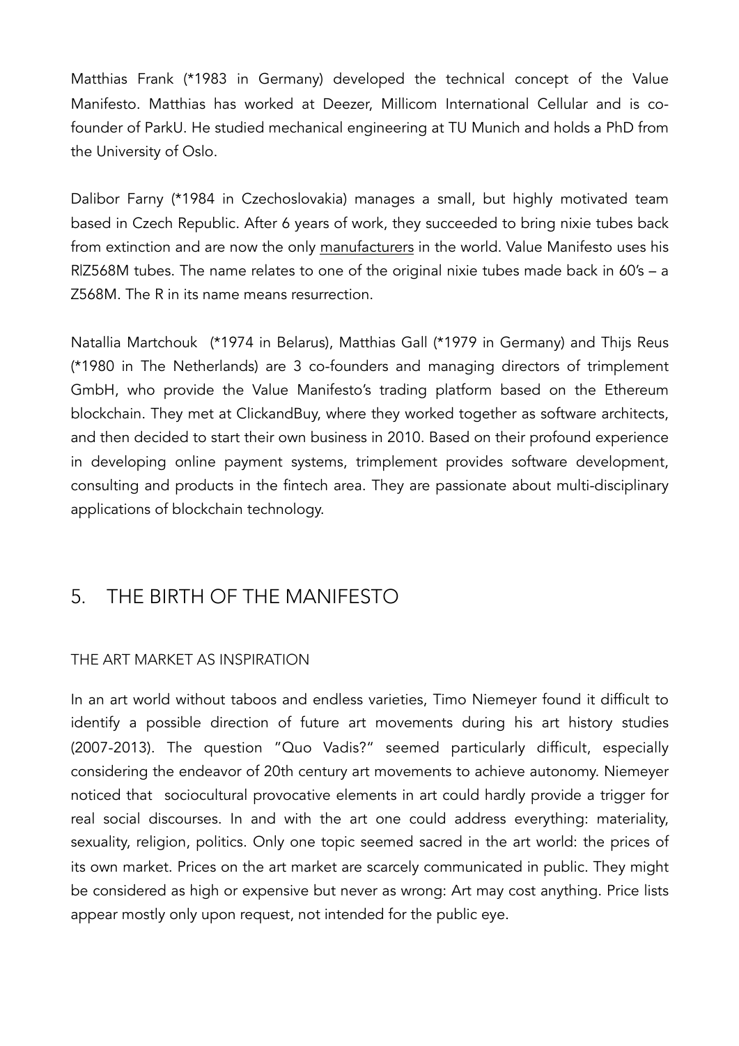Matthias Frank (*1983 in Germany) developed the technical concept of the Value Manifesto. Matthias has worked at Deezer, Millicom International Cellular and is co-founder of ParkU. He studied mechanical engineering at TU Munich and holds a PhD from the University of Oslo.

Dalibor Farny (*1984 in Czechoslovakia) manages a small, but highly motivated team based in Czech Republic. After 6 years of work, they succeeded to bring nixie tubes back from extinction and are now the only manufacturers in the world. Value Manifesto uses his R|Z568M tubes. The name relates to one of the original nixie tubes made back in 60's – a Z568M. The R in its name means resurrection.

Natallia Martchouk (*1974 in Belarus), Matthias Gall (*1979 in Germany) and Thijs Reus (*1980 in The Netherlands) are 3 co-founders and managing directors of trimplement GmbH, who provide the Value Manifesto's trading platform based on the Ethereum blockchain. They met at ClickandBuy, where they worked together as software architects, and then decided to start their own business in 2010. Based on their profound experience in developing online payment systems, trimplement provides software development, consulting and products in the fintech area. They are passionate about multi-disciplinary applications of blockchain technology.

## 5. THE BIRTH OF THE MANIFESTO

### THE ART MARKET AS INSPIRATION

In an art world without taboos and endless varieties, Timo Niemeyer found it difficult to identify a possible direction of future art movements during his art history studies (2007-2013). The question "Quo Vadis?" seemed particularly difficult, especially considering the endeavor of 20th century art movements to achieve autonomy. Niemeyer noticed that sociocultural provocative elements in art could hardly provide a trigger for real social discourses. In and with the art one could address everything: materiality, sexuality, religion, politics. Only one topic seemed sacred in the art world: the prices of its own market. Prices on the art market are scarcely communicated in public. They might be considered as high or expensive but never as wrong: Art may cost anything. Price lists appear mostly only upon request, not intended for the public eye.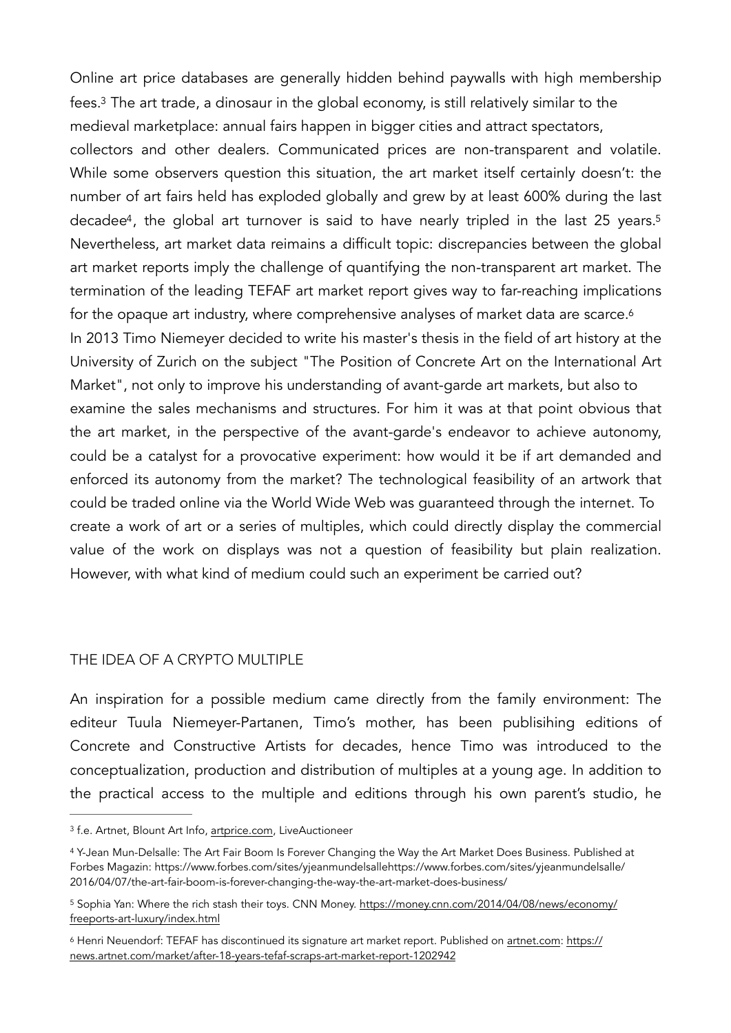Online art price databases are generally hidden behind paywalls with high membership fees.[3] The art trade, a dinosaur in the global economy, is still relatively similar to the medieval marketplace: annual fairs happen in bigger cities and attract spectators, collectors and other dealers. Communicated prices are non-transparent and volatile. While some observers question this situation, the art market itself certainly doesn't: the number of art fairs held has exploded globally and grew by at least 600% during the last decadee[4], the global art turnover is said to have nearly tripled in the last 25 years.[5] Nevertheless, art market data reimains a difficult topic: discrepancies between the global art market reports imply the challenge of quantifying the non-transparent art market. The termination of the leading TEFAF art market report gives way to far-reaching implications for the opaque art industry, where comprehensive analyses of market data are scarce.[6]

In 2013 Timo Niemeyer decided to write his master's thesis in the field of art history at the University of Zurich on the subject "The Position of Concrete Art on the International Art Market", not only to improve his understanding of avant-garde art markets, but also to examine the sales mechanisms and structures. For him it was at that point obvious that the art market, in the perspective of the avant-garde's endeavor to achieve autonomy, could be a catalyst for a provocative experiment: how would it be if art demanded and enforced its autonomy from the market? The technological feasibility of an artwork that could be traded online via the World Wide Web was guaranteed through the internet. To create a work of art or a series of multiples, which could directly display the commercial value of the work on displays was not a question of feasibility but plain realization. However, with what kind of medium could such an experiment be carried out?

## THE IDEA OF A CRYPTO MULTIPLE

An inspiration for a possible medium came directly from the family environment: The editeur Tuula Niemeyer-Partanen, Timo's mother, has been publisihing editions of Concrete and Constructive Artists for decades, hence Timo was introduced to the conceptualization, production and distribution of multiples at a young age. In addition to the practical access to the multiple and editions through his own parent's studio, he

---

[3] f.e. Artnet, Blount Art Info, artprice.com, LiveAuctioneer

[4] Y-Jean Mun-Delsalle: The Art Fair Boom Is Forever Changing the Way the Art Market Does Business. Published at Forbes Magazin: https://www.forbes.com/sites/yjeanmundelsallehttps://www.forbes.com/sites/yjeanmundelsalle/2016/04/07/the-art-fair-boom-is-forever-changing-the-way-the-art-market-does-business/

[5] Sophia Yan: Where the rich stash their toys. CNN Money. https://money.cnn.com/2014/04/08/news/economy/freeports-art-luxury/index.html

[6] Henri Neuendorf: TEFAF has discontinued its signature art market report. Published on artnet.com: https://news.artnet.com/market/after-18-years-tefaf-scraps-art-market-report-1202942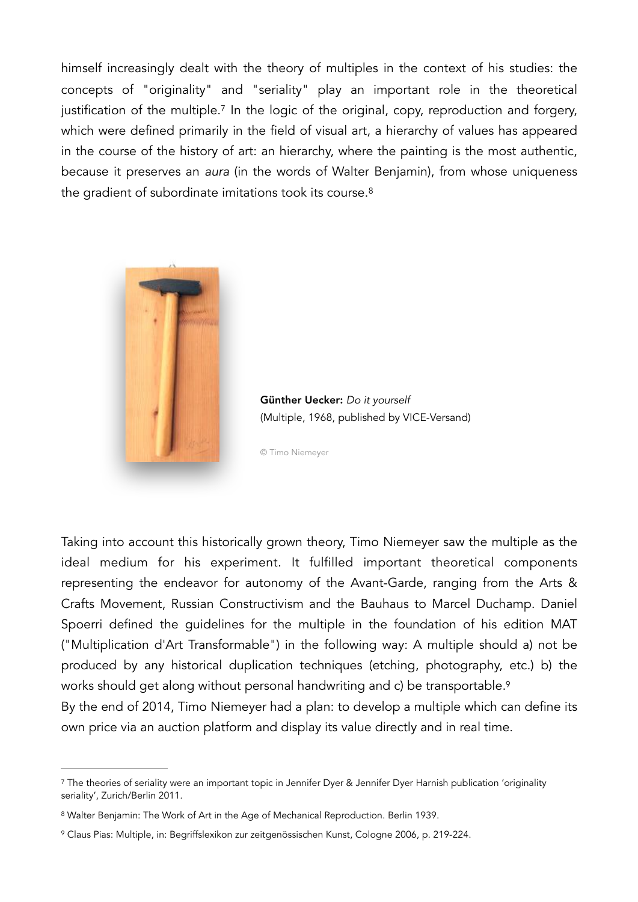himself increasingly dealt with the theory of multiples in the context of his studies: the concepts of "originality" and "seriality" play an important role in the theoretical justification of the multiple.[7] In the logic of the original, copy, reproduction and forgery, which were defined primarily in the field of visual art, a hierarchy of values has appeared in the course of the history of art: an hierarchy, where the painting is the most authentic, because it preserves an *aura* (in the words of Walter Benjamin), from whose uniqueness the gradient of subordinate imitations took its course.[8]

**Günther Uecker:** *Do it yourself*
(Multiple, 1968, published by VICE-Versand)

© Timo Niemeyer

Taking into account this historically grown theory, Timo Niemeyer saw the multiple as the ideal medium for his experiment. It fulfilled important theoretical components representing the endeavor for autonomy of the Avant-Garde, ranging from the Arts & Crafts Movement, Russian Constructivism and the Bauhaus to Marcel Duchamp. Daniel Spoerri defined the guidelines for the multiple in the foundation of his edition MAT ("Multiplication d'Art Transformable") in the following way: A multiple should a) not be produced by any historical duplication techniques (etching, photography, etc.) b) the works should get along without personal handwriting and c) be transportable.[9]
By the end of 2014, Timo Niemeyer had a plan: to develop a multiple which can define its own price via an auction platform and display its value directly and in real time.

---

[7] The theories of seriality were an important topic in Jennifer Dyer & Jennifer Dyer Harnish publication 'originality seriality', Zurich/Berlin 2011.

[8] Walter Benjamin: The Work of Art in the Age of Mechanical Reproduction. Berlin 1939.

[9] Claus Pias: Multiple, in: Begriffslexikon zur zeitgenössischen Kunst, Cologne 2006, p. 219-224.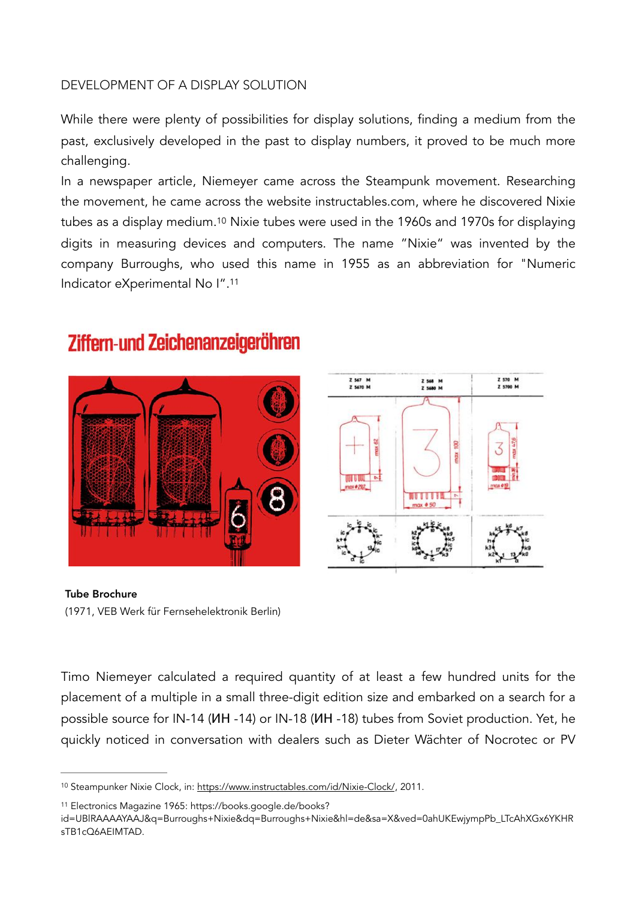DEVELOPMENT OF A DISPLAY SOLUTION

While there were plenty of possibilities for display solutions, finding a medium from the past, exclusively developed in the past to display numbers, it proved to be much more challenging.

In a newspaper article, Niemeyer came across the Steampunk movement. Researching the movement, he came across the website instructables.com, where he discovered Nixie tubes as a display medium.[10] Nixie tubes were used in the 1960s and 1970s for displaying digits in measuring devices and computers. The name "Nixie" was invented by the company Burroughs, who used this name in 1955 as an abbreviation for "Numeric Indicator eXperimental No I".[11]

**Tube Brochure**
(1971, VEB Werk für Fernsehelektronik Berlin)

Timo Niemeyer calculated a required quantity of at least a few hundred units for the placement of a multiple in a small three-digit edition size and embarked on a search for a possible source for IN-14 (ИН -14) or IN-18 (ИН -18) tubes from Soviet production. Yet, he quickly noticed in conversation with dealers such as Dieter Wächter of Nocrotec or PV

---

[10] Steampunker Nixie Clock, in: https://www.instructables.com/id/Nixie-Clock/, 2011.

[11] Electronics Magazine 1965: https://books.google.de/books?id=UBlRAAAAYAAJ&q=Burroughs+Nixie&dq=Burroughs+Nixie&hl=de&sa=X&ved=0ahUKEwjympPb_LTcAhXGx6YKHRsTB1cQ6AEIMTAD.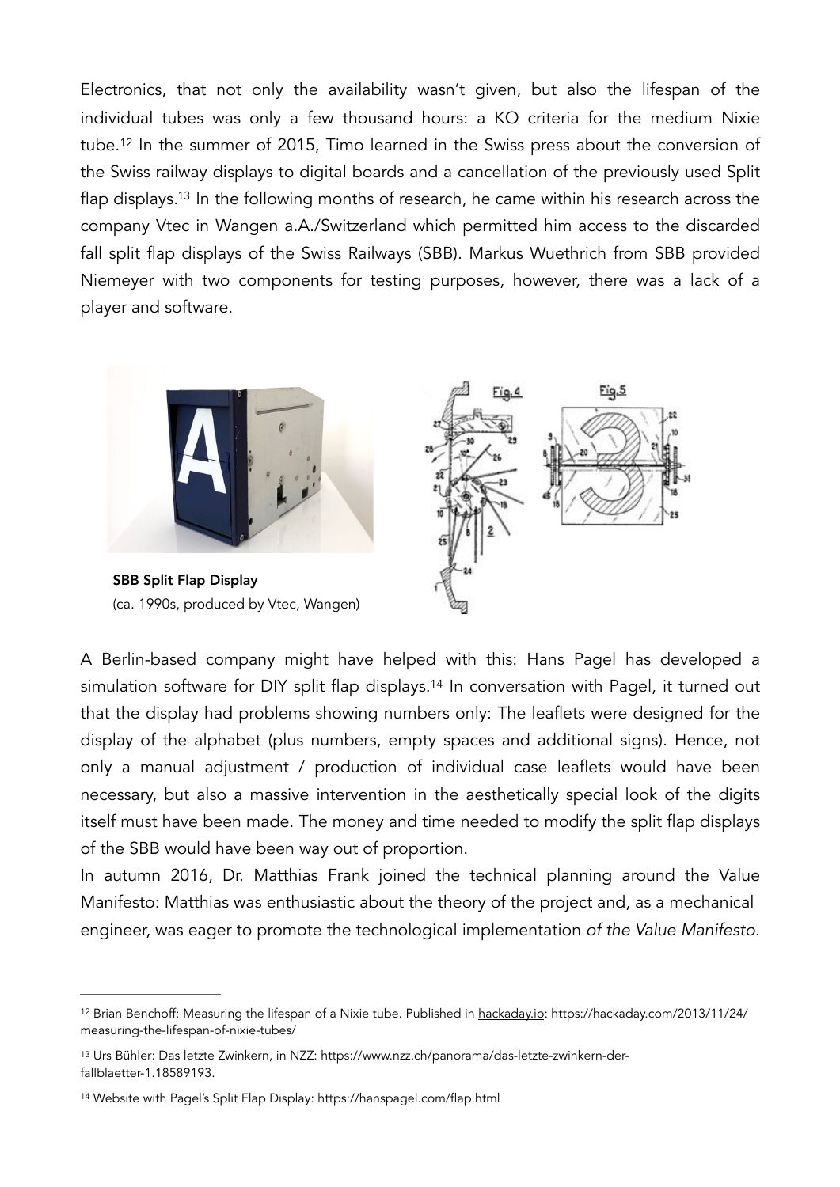Electronics, that not only the availability wasn't given, but also the lifespan of the individual tubes was only a few thousand hours: a KO criteria for the medium Nixie tube.[12] In the summer of 2015, Timo learned in the Swiss press about the conversion of the Swiss railway displays to digital boards and a cancellation of the previously used Split flap displays.[13] In the following months of research, he came within his research across the company Vtec in Wangen a.A./Switzerland which permitted him access to the discarded fall split flap displays of the Swiss Railways (SBB). Markus Wuethrich from SBB provided Niemeyer with two components for testing purposes, however, there was a lack of a player and software.

**SBB Split Flap Display**
(ca. 1990s, produced by Vtec, Wangen)

A Berlin-based company might have helped with this: Hans Pagel has developed a simulation software for DIY split flap displays.[14] In conversation with Pagel, it turned out that the display had problems showing numbers only: The leaflets were designed for the display of the alphabet (plus numbers, empty spaces and additional signs). Hence, not only a manual adjustment / production of individual case leaflets would have been necessary, but also a massive intervention in the aesthetically special look of the digits itself must have been made. The money and time needed to modify the split flap displays of the SBB would have been way out of proportion.

In autumn 2016, Dr. Matthias Frank joined the technical planning around the Value Manifesto: Matthias was enthusiastic about the theory of the project and, as a mechanical engineer, was eager to promote the technological implementation *of the Value Manifesto*.

---

[12] Brian Benchoff: Measuring the lifespan of a Nixie tube. Published in hackaday.io: https://hackaday.com/2013/11/24/measuring-the-lifespan-of-nixie-tubes/

[13] Urs Bühler: Das letzte Zwinkern, in NZZ: https://www.nzz.ch/panorama/das-letzte-zwinkern-der-fallblaetter-1.18589193.

[14] Website with Pagel's Split Flap Display: https://hanspagel.com/flap.html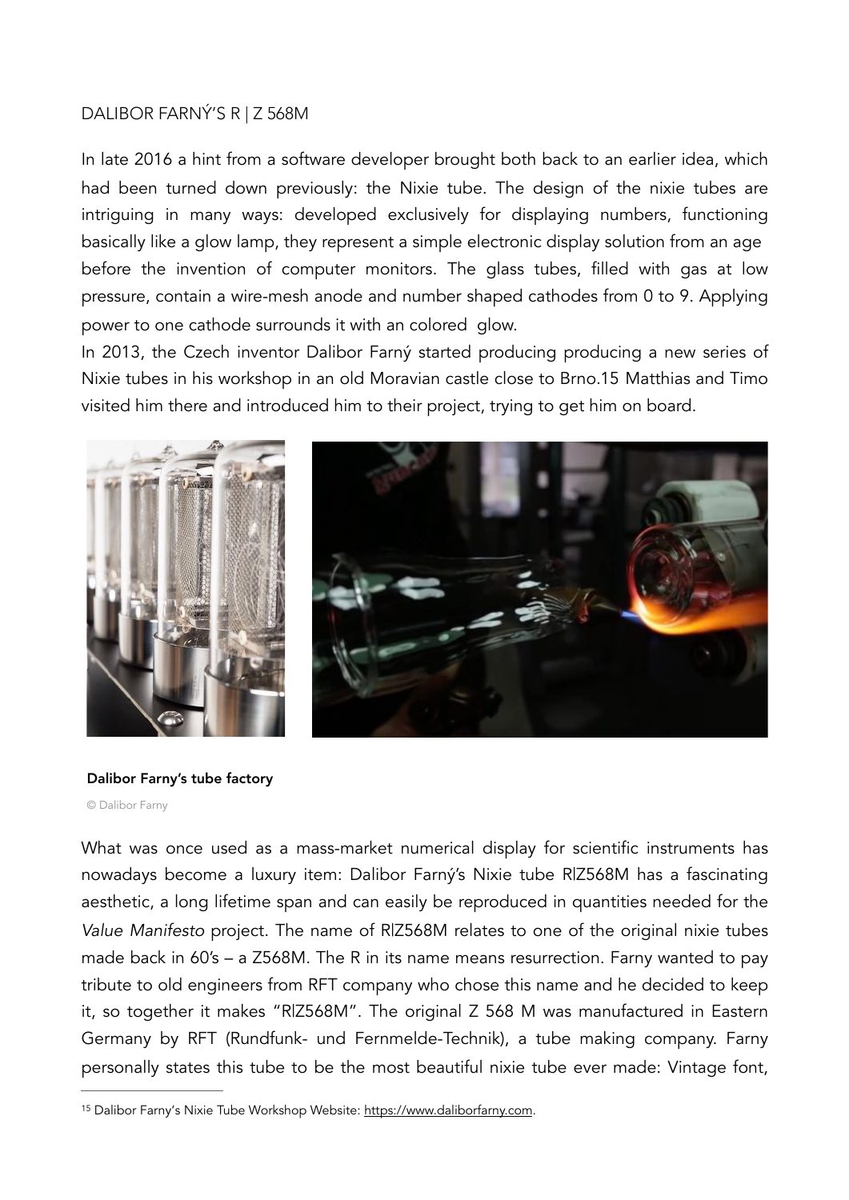DALIBOR FARNÝ'S R | Z 568M

In late 2016 a hint from a software developer brought both back to an earlier idea, which had been turned down previously: the Nixie tube. The design of the nixie tubes are intriguing in many ways: developed exclusively for displaying numbers, functioning basically like a glow lamp, they represent a simple electronic display solution from an age before the invention of computer monitors. The glass tubes, filled with gas at low pressure, contain a wire-mesh anode and number shaped cathodes from 0 to 9. Applying power to one cathode surrounds it with an colored glow.

In 2013, the Czech inventor Dalibor Farný started producing producing a new series of Nixie tubes in his workshop in an old Moravian castle close to Brno.[15] Matthias and Timo visited him there and introduced him to their project, trying to get him on board.

**Dalibor Farny's tube factory**

© Dalibor Farny

What was once used as a mass-market numerical display for scientific instruments has nowadays become a luxury item: Dalibor Farný's Nixie tube R|Z568M has a fascinating aesthetic, a long lifetime span and can easily be reproduced in quantities needed for the *Value Manifesto* project. The name of R|Z568M relates to one of the original nixie tubes made back in 60's – a Z568M. The R in its name means resurrection. Farny wanted to pay tribute to old engineers from RFT company who chose this name and he decided to keep it, so together it makes "R|Z568M". The original Z 568 M was manufactured in Eastern Germany by RFT (Rundfunk- und Fernmelde-Technik), a tube making company. Farny personally states this tube to be the most beautiful nixie tube ever made: Vintage font,

[15] Dalibor Farny's Nixie Tube Workshop Website: https://www.daliborfarny.com.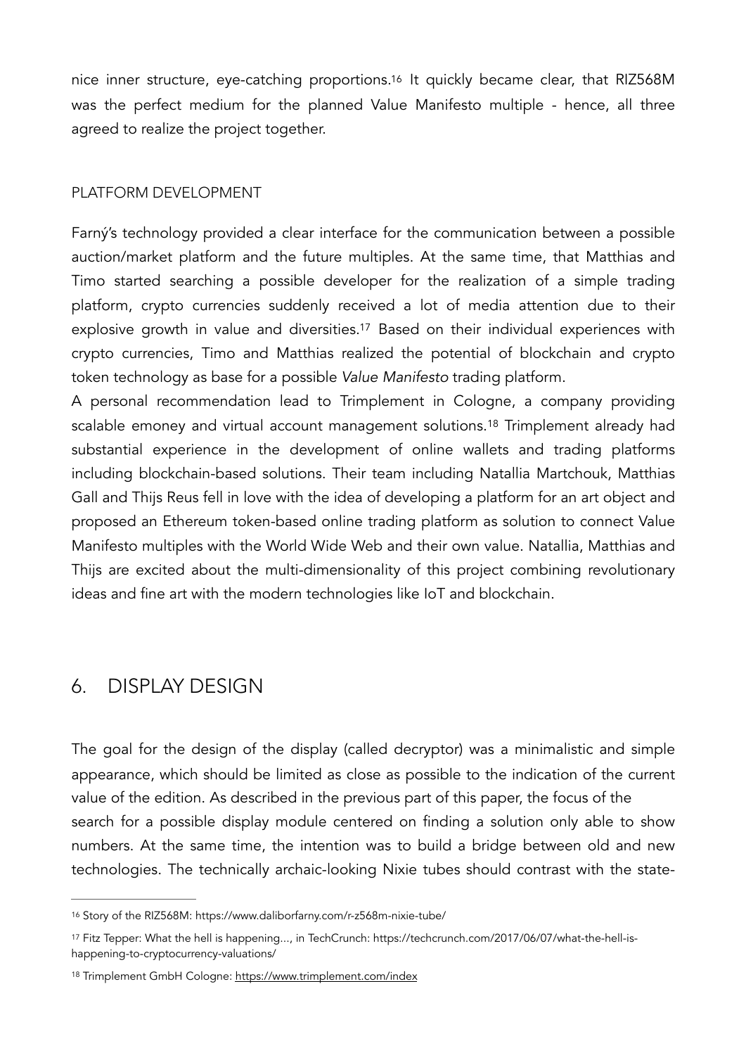nice inner structure, eye-catching proportions.[16] It quickly became clear, that RIZ568M was the perfect medium for the planned Value Manifesto multiple - hence, all three agreed to realize the project together.

### PLATFORM DEVELOPMENT

Farný's technology provided a clear interface for the communication between a possible auction/market platform and the future multiples. At the same time, that Matthias and Timo started searching a possible developer for the realization of a simple trading platform, crypto currencies suddenly received a lot of media attention due to their explosive growth in value and diversities.[17] Based on their individual experiences with crypto currencies, Timo and Matthias realized the potential of blockchain and crypto token technology as base for a possible *Value Manifesto* trading platform.

A personal recommendation lead to Trimplement in Cologne, a company providing scalable emoney and virtual account management solutions.[18] Trimplement already had substantial experience in the development of online wallets and trading platforms including blockchain-based solutions. Their team including Natallia Martchouk, Matthias Gall and Thijs Reus fell in love with the idea of developing a platform for an art object and proposed an Ethereum token-based online trading platform as solution to connect Value Manifesto multiples with the World Wide Web and their own value. Natallia, Matthias and Thijs are excited about the multi-dimensionality of this project combining revolutionary ideas and fine art with the modern technologies like IoT and blockchain.

## 6. DISPLAY DESIGN

The goal for the design of the display (called decryptor) was a minimalistic and simple appearance, which should be limited as close as possible to the indication of the current value of the edition. As described in the previous part of this paper, the focus of the search for a possible display module centered on finding a solution only able to show numbers. At the same time, the intention was to build a bridge between old and new technologies. The technically archaic-looking Nixie tubes should contrast with the state-

---

[16] Story of the RIZ568M: https://www.daliborfarny.com/r-z568m-nixie-tube/

[17] Fitz Tepper: What the hell is happening..., in TechCrunch: https://techcrunch.com/2017/06/07/what-the-hell-is-happening-to-cryptocurrency-valuations/

[18] Trimplement GmbH Cologne: https://www.trimplement.com/index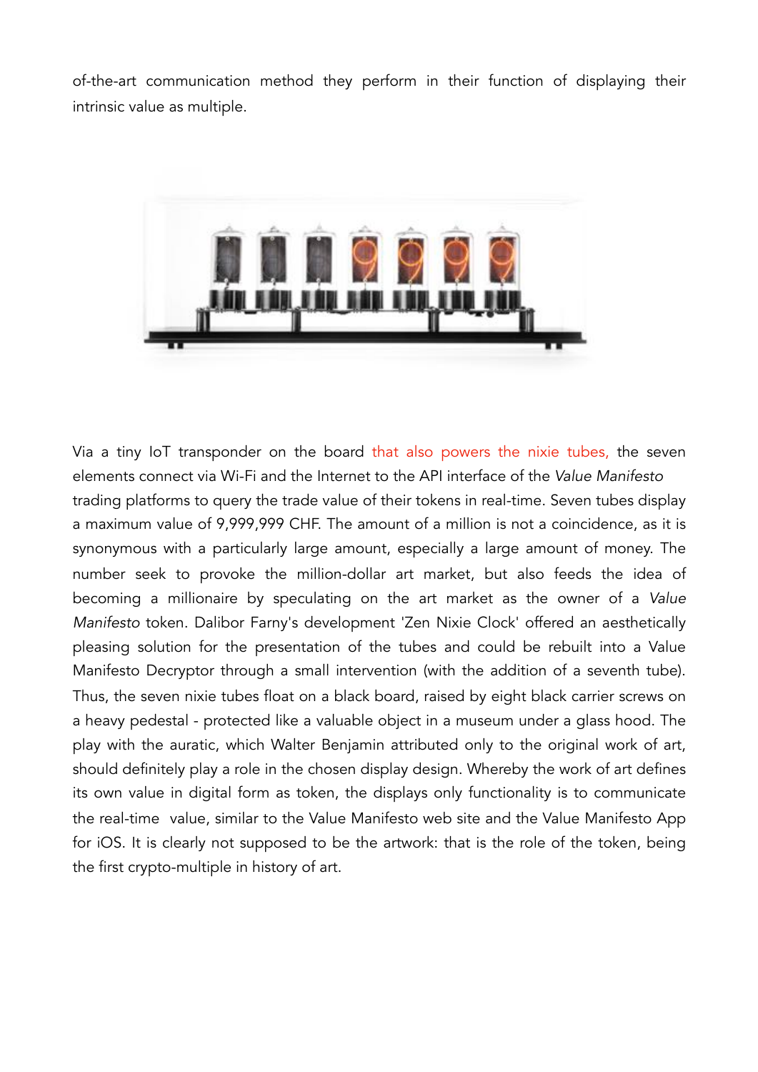of-the-art communication method they perform in their function of displaying their intrinsic value as multiple.

Via a tiny IoT transponder on the board that also powers the nixie tubes, the seven elements connect via Wi-Fi and the Internet to the API interface of the *Value Manifesto* trading platforms to query the trade value of their tokens in real-time. Seven tubes display a maximum value of 9,999,999 CHF. The amount of a million is not a coincidence, as it is synonymous with a particularly large amount, especially a large amount of money. The number seek to provoke the million-dollar art market, but also feeds the idea of becoming a millionaire by speculating on the art market as the owner of a *Value Manifesto* token. Dalibor Farny's development 'Zen Nixie Clock' offered an aesthetically pleasing solution for the presentation of the tubes and could be rebuilt into a Value Manifesto Decryptor through a small intervention (with the addition of a seventh tube). Thus, the seven nixie tubes float on a black board, raised by eight black carrier screws on a heavy pedestal - protected like a valuable object in a museum under a glass hood. The play with the auratic, which Walter Benjamin attributed only to the original work of art, should definitely play a role in the chosen display design. Whereby the work of art defines its own value in digital form as token, the displays only functionality is to communicate the real-time value, similar to the Value Manifesto web site and the Value Manifesto App for iOS. It is clearly not supposed to be the artwork: that is the role of the token, being the first crypto-multiple in history of art.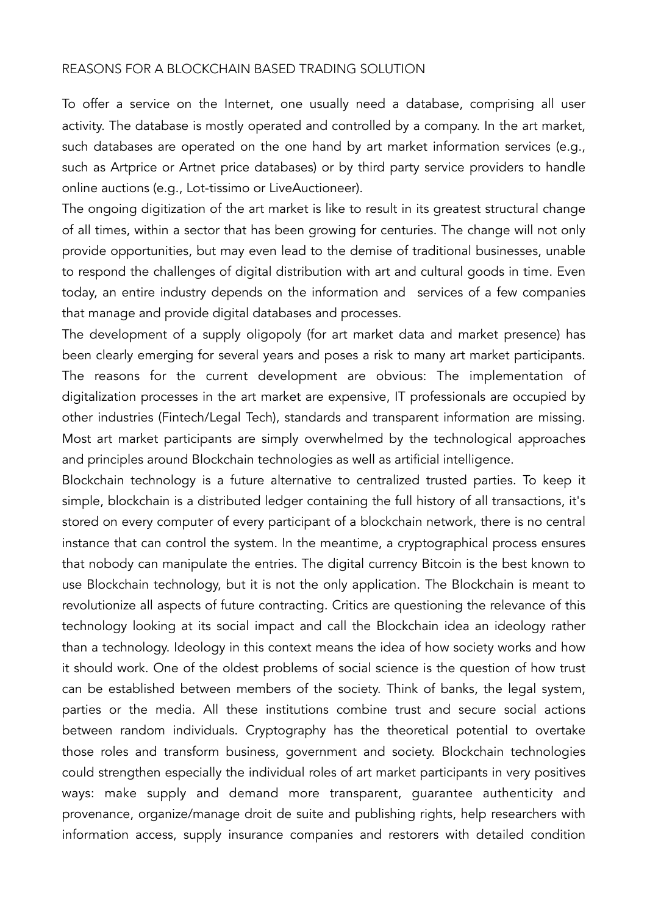## REASONS FOR A BLOCKCHAIN BASED TRADING SOLUTION

To offer a service on the Internet, one usually need a database, comprising all user activity. The database is mostly operated and controlled by a company. In the art market, such databases are operated on the one hand by art market information services (e.g., such as Artprice or Artnet price databases) or by third party service providers to handle online auctions (e.g., Lot-tissimo or LiveAuctioneer).

The ongoing digitization of the art market is like to result in its greatest structural change of all times, within a sector that has been growing for centuries. The change will not only provide opportunities, but may even lead to the demise of traditional businesses, unable to respond the challenges of digital distribution with art and cultural goods in time. Even today, an entire industry depends on the information and services of a few companies that manage and provide digital databases and processes.

The development of a supply oligopoly (for art market data and market presence) has been clearly emerging for several years and poses a risk to many art market participants. The reasons for the current development are obvious: The implementation of digitalization processes in the art market are expensive, IT professionals are occupied by other industries (Fintech/Legal Tech), standards and transparent information are missing. Most art market participants are simply overwhelmed by the technological approaches and principles around Blockchain technologies as well as artificial intelligence.

Blockchain technology is a future alternative to centralized trusted parties. To keep it simple, blockchain is a distributed ledger containing the full history of all transactions, it's stored on every computer of every participant of a blockchain network, there is no central instance that can control the system. In the meantime, a cryptographical process ensures that nobody can manipulate the entries. The digital currency Bitcoin is the best known to use Blockchain technology, but it is not the only application. The Blockchain is meant to revolutionize all aspects of future contracting. Critics are questioning the relevance of this technology looking at its social impact and call the Blockchain idea an ideology rather than a technology. Ideology in this context means the idea of how society works and how it should work. One of the oldest problems of social science is the question of how trust can be established between members of the society. Think of banks, the legal system, parties or the media. All these institutions combine trust and secure social actions between random individuals. Cryptography has the theoretical potential to overtake those roles and transform business, government and society. Blockchain technologies could strengthen especially the individual roles of art market participants in very positives ways: make supply and demand more transparent, guarantee authenticity and provenance, organize/manage droit de suite and publishing rights, help researchers with information access, supply insurance companies and restorers with detailed condition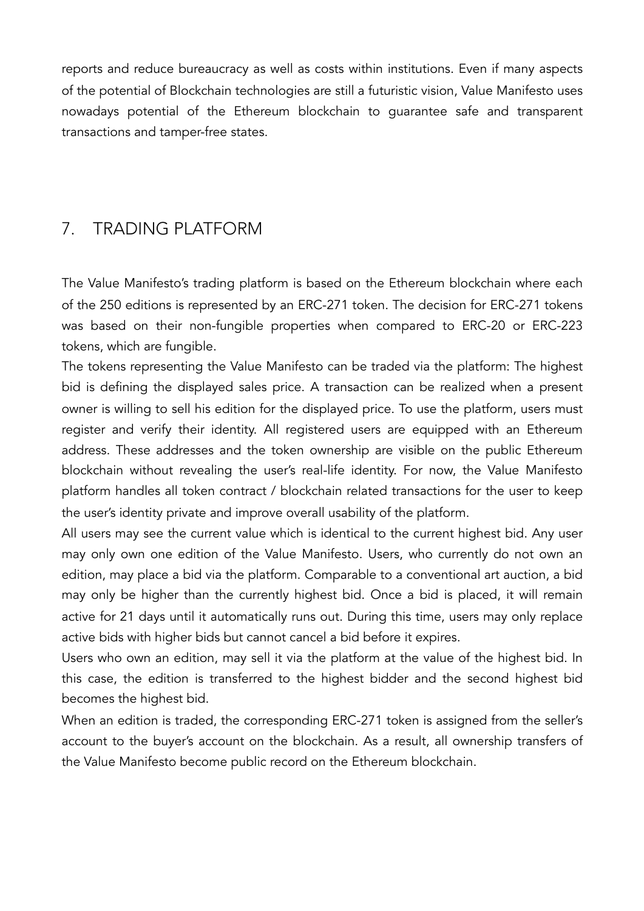reports and reduce bureaucracy as well as costs within institutions. Even if many aspects of the potential of Blockchain technologies are still a futuristic vision, Value Manifesto uses nowadays potential of the Ethereum blockchain to guarantee safe and transparent transactions and tamper-free states.

## 7. TRADING PLATFORM

The Value Manifesto's trading platform is based on the Ethereum blockchain where each of the 250 editions is represented by an ERC-271 token. The decision for ERC-271 tokens was based on their non-fungible properties when compared to ERC-20 or ERC-223 tokens, which are fungible.

The tokens representing the Value Manifesto can be traded via the platform: The highest bid is defining the displayed sales price. A transaction can be realized when a present owner is willing to sell his edition for the displayed price. To use the platform, users must register and verify their identity. All registered users are equipped with an Ethereum address. These addresses and the token ownership are visible on the public Ethereum blockchain without revealing the user's real-life identity. For now, the Value Manifesto platform handles all token contract / blockchain related transactions for the user to keep the user's identity private and improve overall usability of the platform.

All users may see the current value which is identical to the current highest bid. Any user may only own one edition of the Value Manifesto. Users, who currently do not own an edition, may place a bid via the platform. Comparable to a conventional art auction, a bid may only be higher than the currently highest bid. Once a bid is placed, it will remain active for 21 days until it automatically runs out. During this time, users may only replace active bids with higher bids but cannot cancel a bid before it expires.

Users who own an edition, may sell it via the platform at the value of the highest bid. In this case, the edition is transferred to the highest bidder and the second highest bid becomes the highest bid.

When an edition is traded, the corresponding ERC-271 token is assigned from the seller's account to the buyer's account on the blockchain. As a result, all ownership transfers of the Value Manifesto become public record on the Ethereum blockchain.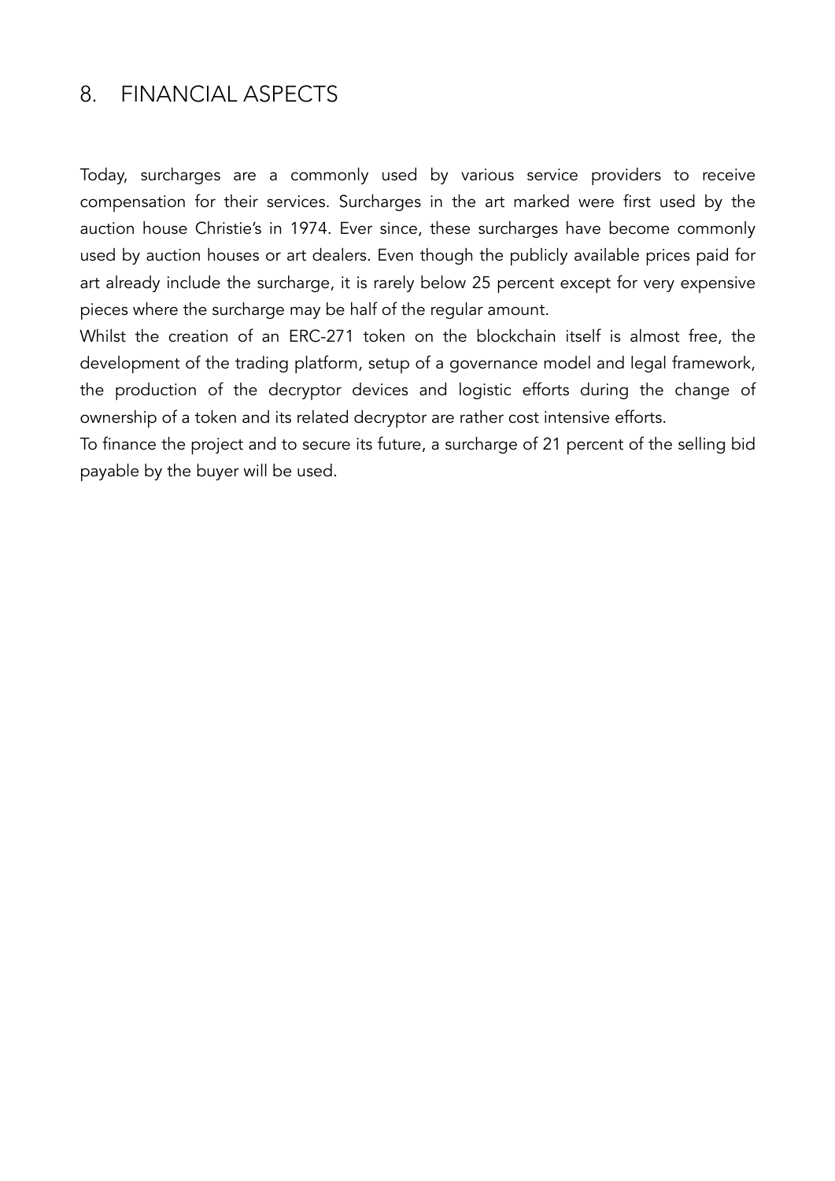## 8. FINANCIAL ASPECTS

Today, surcharges are a commonly used by various service providers to receive compensation for their services. Surcharges in the art marked were first used by the auction house Christie's in 1974. Ever since, these surcharges have become commonly used by auction houses or art dealers. Even though the publicly available prices paid for art already include the surcharge, it is rarely below 25 percent except for very expensive pieces where the surcharge may be half of the regular amount.

Whilst the creation of an ERC-271 token on the blockchain itself is almost free, the development of the trading platform, setup of a governance model and legal framework, the production of the decryptor devices and logistic efforts during the change of ownership of a token and its related decryptor are rather cost intensive efforts.

To finance the project and to secure its future, a surcharge of 21 percent of the selling bid payable by the buyer will be used.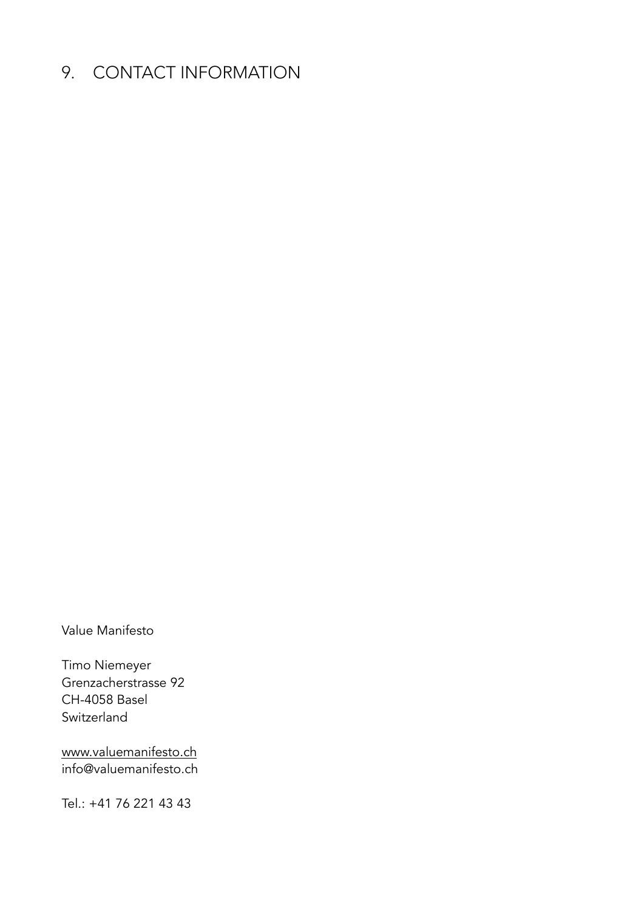# 9. CONTACT INFORMATION

Value Manifesto

Timo Niemeyer
Grenzacherstrasse 92
CH-4058 Basel
Switzerland

www.valuemanifesto.ch
info@valuemanifesto.ch

Tel.: +41 76 221 43 43